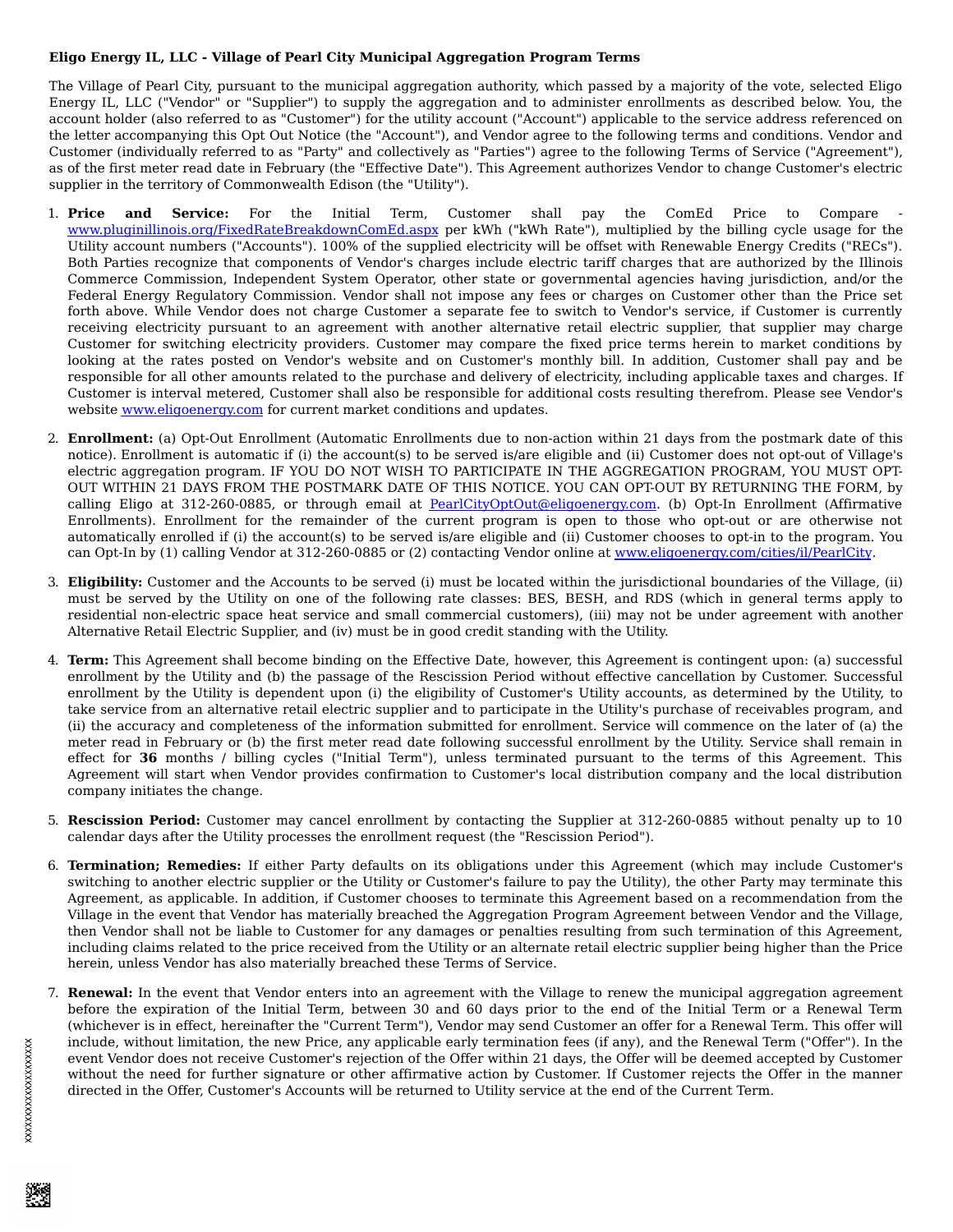**Eligo Energy IL, LLC - Village of Pearl City Municipal Aggregation Program Terms**

The Village of Pearl City, pursuant to the municipal aggregation authority, which passed by a majority of the vote, selected Eligo Energy IL, LLC ("Vendor" or "Supplier") to supply the aggregation and to administer enrollments as described below. You, the account holder (also referred to as "Customer") for the utility account ("Account") applicable to the service address referenced on the letter accompanying this Opt Out Notice (the "Account"), and Vendor agree to the following terms and conditions. Vendor and Customer (individually referred to as "Party" and collectively as "Parties") agree to the following Terms of Service ("Agreement"), as of the first meter read date in February (the "Effective Date"). This Agreement authorizes Vendor to change Customer's electric supplier in the territory of Commonwealth Edison (the "Utility").

1. **Price and Service:** For the Initial Term, Customer shall pay the ComEd Price to Compare - www.pluginillinois.org/FixedRateBreakdownComEd.aspx per kWh ("kWh Rate"), multiplied by the billing cycle usage for the Utility account numbers ("Accounts"). 100% of the supplied electricity will be offset with Renewable Energy Credits ("RECs"). Both Parties recognize that components of Vendor's charges include electric tariff charges that are authorized by the Illinois Commerce Commission, Independent System Operator, other state or governmental agencies having jurisdiction, and/or the Federal Energy Regulatory Commission. Vendor shall not impose any fees or charges on Customer other than the Price set forth above. While Vendor does not charge Customer a separate fee to switch to Vendor's service, if Customer is currently receiving electricity pursuant to an agreement with another alternative retail electric supplier, that supplier may charge Customer for switching electricity providers. Customer may compare the fixed price terms herein to market conditions by looking at the rates posted on Vendor's website and on Customer's monthly bill. In addition, Customer shall pay and be responsible for all other amounts related to the purchase and delivery of electricity, including applicable taxes and charges. If Customer is interval metered, Customer shall also be responsible for additional costs resulting therefrom. Please see Vendor's website www.eligoenergy.com for current market conditions and updates.

2. **Enrollment:** (a) Opt-Out Enrollment (Automatic Enrollments due to non-action within 21 days from the postmark date of this notice). Enrollment is automatic if (i) the account(s) to be served is/are eligible and (ii) Customer does not opt-out of Village's electric aggregation program. IF YOU DO NOT WISH TO PARTICIPATE IN THE AGGREGATION PROGRAM, YOU MUST OPT-OUT WITHIN 21 DAYS FROM THE POSTMARK DATE OF THIS NOTICE. YOU CAN OPT-OUT BY RETURNING THE FORM, by calling Eligo at 312-260-0885, or through email at PearlCityOptOut@eligoenergy.com. (b) Opt-In Enrollment (Affirmative Enrollments). Enrollment for the remainder of the current program is open to those who opt-out or are otherwise not automatically enrolled if (i) the account(s) to be served is/are eligible and (ii) Customer chooses to opt-in to the program. You can Opt-In by (1) calling Vendor at 312-260-0885 or (2) contacting Vendor online at www.eligoenergy.com/cities/il/PearlCity.

3. **Eligibility:** Customer and the Accounts to be served (i) must be located within the jurisdictional boundaries of the Village, (ii) must be served by the Utility on one of the following rate classes: BES, BESH, and RDS (which in general terms apply to residential non-electric space heat service and small commercial customers), (iii) may not be under agreement with another Alternative Retail Electric Supplier, and (iv) must be in good credit standing with the Utility.

4. **Term:** This Agreement shall become binding on the Effective Date, however, this Agreement is contingent upon: (a) successful enrollment by the Utility and (b) the passage of the Rescission Period without effective cancellation by Customer. Successful enrollment by the Utility is dependent upon (i) the eligibility of Customer's Utility accounts, as determined by the Utility, to take service from an alternative retail electric supplier and to participate in the Utility's purchase of receivables program, and (ii) the accuracy and completeness of the information submitted for enrollment. Service will commence on the later of (a) the meter read in February or (b) the first meter read date following successful enrollment by the Utility. Service shall remain in effect for **36** months / billing cycles ("Initial Term"), unless terminated pursuant to the terms of this Agreement. This Agreement will start when Vendor provides confirmation to Customer's local distribution company and the local distribution company initiates the change.

5. **Rescission Period:** Customer may cancel enrollment by contacting the Supplier at 312-260-0885 without penalty up to 10 calendar days after the Utility processes the enrollment request (the "Rescission Period").

6. **Termination; Remedies:** If either Party defaults on its obligations under this Agreement (which may include Customer's switching to another electric supplier or the Utility or Customer's failure to pay the Utility), the other Party may terminate this Agreement, as applicable. In addition, if Customer chooses to terminate this Agreement based on a recommendation from the Village in the event that Vendor has materially breached the Aggregation Program Agreement between Vendor and the Village, then Vendor shall not be liable to Customer for any damages or penalties resulting from such termination of this Agreement, including claims related to the price received from the Utility or an alternate retail electric supplier being higher than the Price herein, unless Vendor has also materially breached these Terms of Service.

7. **Renewal:** In the event that Vendor enters into an agreement with the Village to renew the municipal aggregation agreement before the expiration of the Initial Term, between 30 and 60 days prior to the end of the Initial Term or a Renewal Term (whichever is in effect, hereinafter the "Current Term"), Vendor may send Customer an offer for a Renewal Term. This offer will include, without limitation, the new Price, any applicable early termination fees (if any), and the Renewal Term ("Offer"). In the event Vendor does not receive Customer's rejection of the Offer within 21 days, the Offer will be deemed accepted by Customer without the need for further signature or other affirmative action by Customer. If Customer rejects the Offer in the manner directed in the Offer, Customer's Accounts will be returned to Utility service at the end of the Current Term.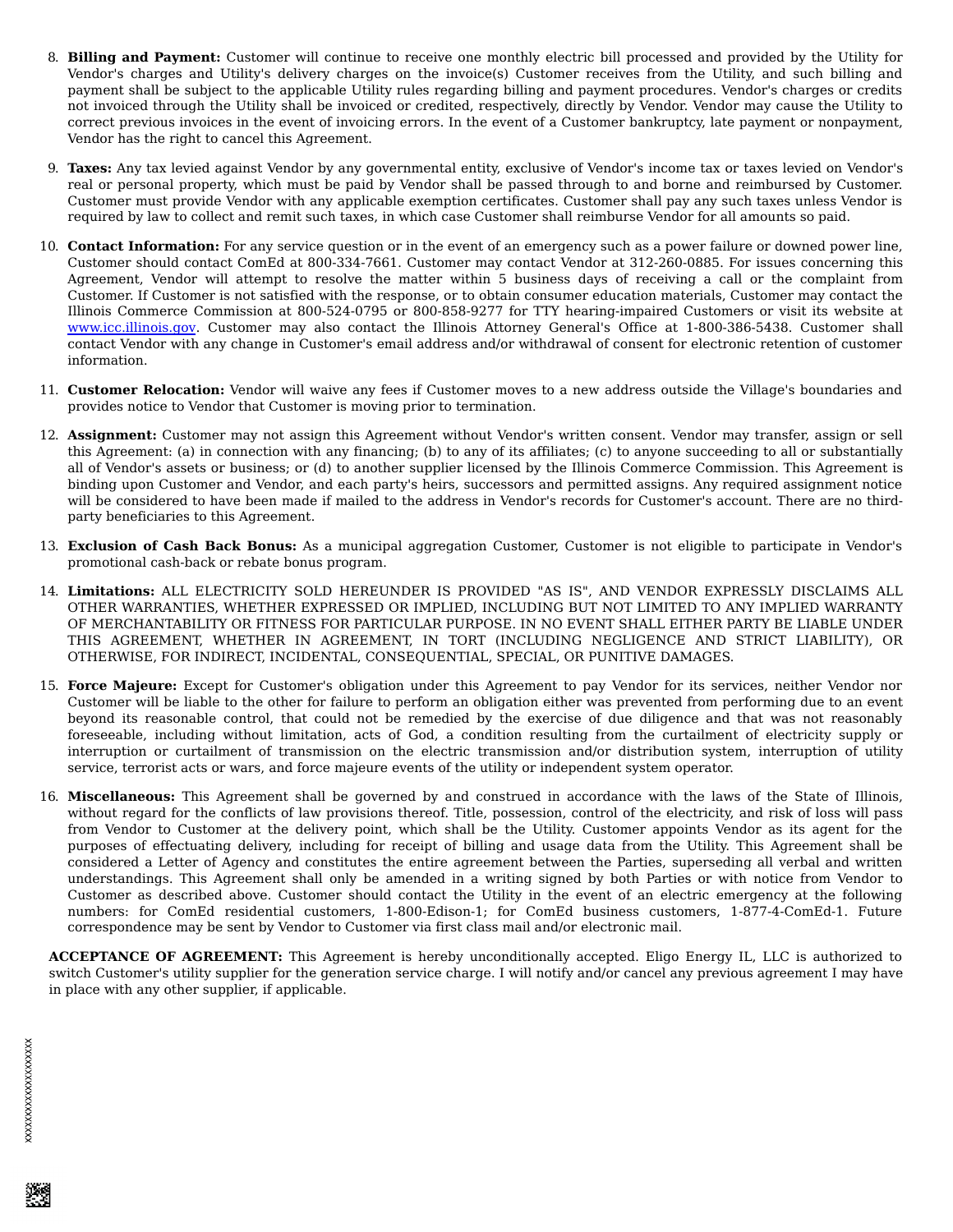8. **Billing and Payment:** Customer will continue to receive one monthly electric bill processed and provided by the Utility for Vendor's charges and Utility's delivery charges on the invoice(s) Customer receives from the Utility, and such billing and payment shall be subject to the applicable Utility rules regarding billing and payment procedures. Vendor's charges or credits not invoiced through the Utility shall be invoiced or credited, respectively, directly by Vendor. Vendor may cause the Utility to correct previous invoices in the event of invoicing errors. In the event of a Customer bankruptcy, late payment or nonpayment, Vendor has the right to cancel this Agreement.

9. **Taxes:** Any tax levied against Vendor by any governmental entity, exclusive of Vendor's income tax or taxes levied on Vendor's real or personal property, which must be paid by Vendor shall be passed through to and borne and reimbursed by Customer. Customer must provide Vendor with any applicable exemption certificates. Customer shall pay any such taxes unless Vendor is required by law to collect and remit such taxes, in which case Customer shall reimburse Vendor for all amounts so paid.

10. **Contact Information:** For any service question or in the event of an emergency such as a power failure or downed power line, Customer should contact ComEd at 800-334-7661. Customer may contact Vendor at 312-260-0885. For issues concerning this Agreement, Vendor will attempt to resolve the matter within 5 business days of receiving a call or the complaint from Customer. If Customer is not satisfied with the response, or to obtain consumer education materials, Customer may contact the Illinois Commerce Commission at 800-524-0795 or 800-858-9277 for TTY hearing-impaired Customers or visit its website at [www.icc.illinois.gov](http://www.icc.illinois.gov). Customer may also contact the Illinois Attorney General's Office at 1-800-386-5438. Customer shall contact Vendor with any change in Customer's email address and/or withdrawal of consent for electronic retention of customer information.

11. **Customer Relocation:** Vendor will waive any fees if Customer moves to a new address outside the Village's boundaries and provides notice to Vendor that Customer is moving prior to termination.

12. **Assignment:** Customer may not assign this Agreement without Vendor's written consent. Vendor may transfer, assign or sell this Agreement: (a) in connection with any financing; (b) to any of its affiliates; (c) to anyone succeeding to all or substantially all of Vendor's assets or business; or (d) to another supplier licensed by the Illinois Commerce Commission. This Agreement is binding upon Customer and Vendor, and each party's heirs, successors and permitted assigns. Any required assignment notice will be considered to have been made if mailed to the address in Vendor's records for Customer's account. There are no third-party beneficiaries to this Agreement.

13. **Exclusion of Cash Back Bonus:** As a municipal aggregation Customer, Customer is not eligible to participate in Vendor's promotional cash-back or rebate bonus program.

14. **Limitations:** ALL ELECTRICITY SOLD HEREUNDER IS PROVIDED "AS IS", AND VENDOR EXPRESSLY DISCLAIMS ALL OTHER WARRANTIES, WHETHER EXPRESSED OR IMPLIED, INCLUDING BUT NOT LIMITED TO ANY IMPLIED WARRANTY OF MERCHANTABILITY OR FITNESS FOR PARTICULAR PURPOSE. IN NO EVENT SHALL EITHER PARTY BE LIABLE UNDER THIS AGREEMENT, WHETHER IN AGREEMENT, IN TORT (INCLUDING NEGLIGENCE AND STRICT LIABILITY), OR OTHERWISE, FOR INDIRECT, INCIDENTAL, CONSEQUENTIAL, SPECIAL, OR PUNITIVE DAMAGES.

15. **Force Majeure:** Except for Customer's obligation under this Agreement to pay Vendor for its services, neither Vendor nor Customer will be liable to the other for failure to perform an obligation either was prevented from performing due to an event beyond its reasonable control, that could not be remedied by the exercise of due diligence and that was not reasonably foreseeable, including without limitation, acts of God, a condition resulting from the curtailment of electricity supply or interruption or curtailment of transmission on the electric transmission and/or distribution system, interruption of utility service, terrorist acts or wars, and force majeure events of the utility or independent system operator.

16. **Miscellaneous:** This Agreement shall be governed by and construed in accordance with the laws of the State of Illinois, without regard for the conflicts of law provisions thereof. Title, possession, control of the electricity, and risk of loss will pass from Vendor to Customer at the delivery point, which shall be the Utility. Customer appoints Vendor as its agent for the purposes of effectuating delivery, including for receipt of billing and usage data from the Utility. This Agreement shall be considered a Letter of Agency and constitutes the entire agreement between the Parties, superseding all verbal and written understandings. This Agreement shall only be amended in a writing signed by both Parties or with notice from Vendor to Customer as described above. Customer should contact the Utility in the event of an electric emergency at the following numbers: for ComEd residential customers, 1-800-Edison-1; for ComEd business customers, 1-877-4-ComEd-1. Future correspondence may be sent by Vendor to Customer via first class mail and/or electronic mail.

**ACCEPTANCE OF AGREEMENT:** This Agreement is hereby unconditionally accepted. Eligo Energy IL, LLC is authorized to switch Customer's utility supplier for the generation service charge. I will notify and/or cancel any previous agreement I may have in place with any other supplier, if applicable.